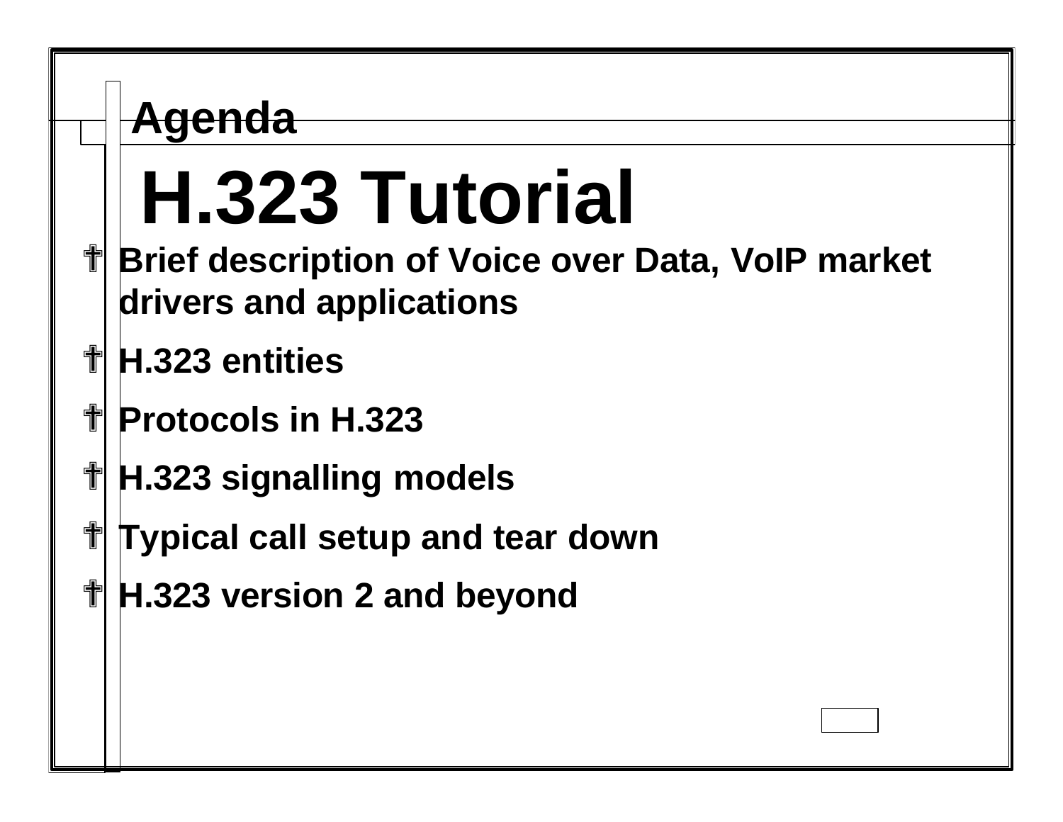## Agenda

# H.323 Tutorial

- **Brief description of Voice over Data, VoIP market drivers and applications**
- **H.323 entities**
- **Protocols in H.323**
- **H.323 signalling models**
- **Typical call setup and tear down**
- **H.323 version 2 and beyond**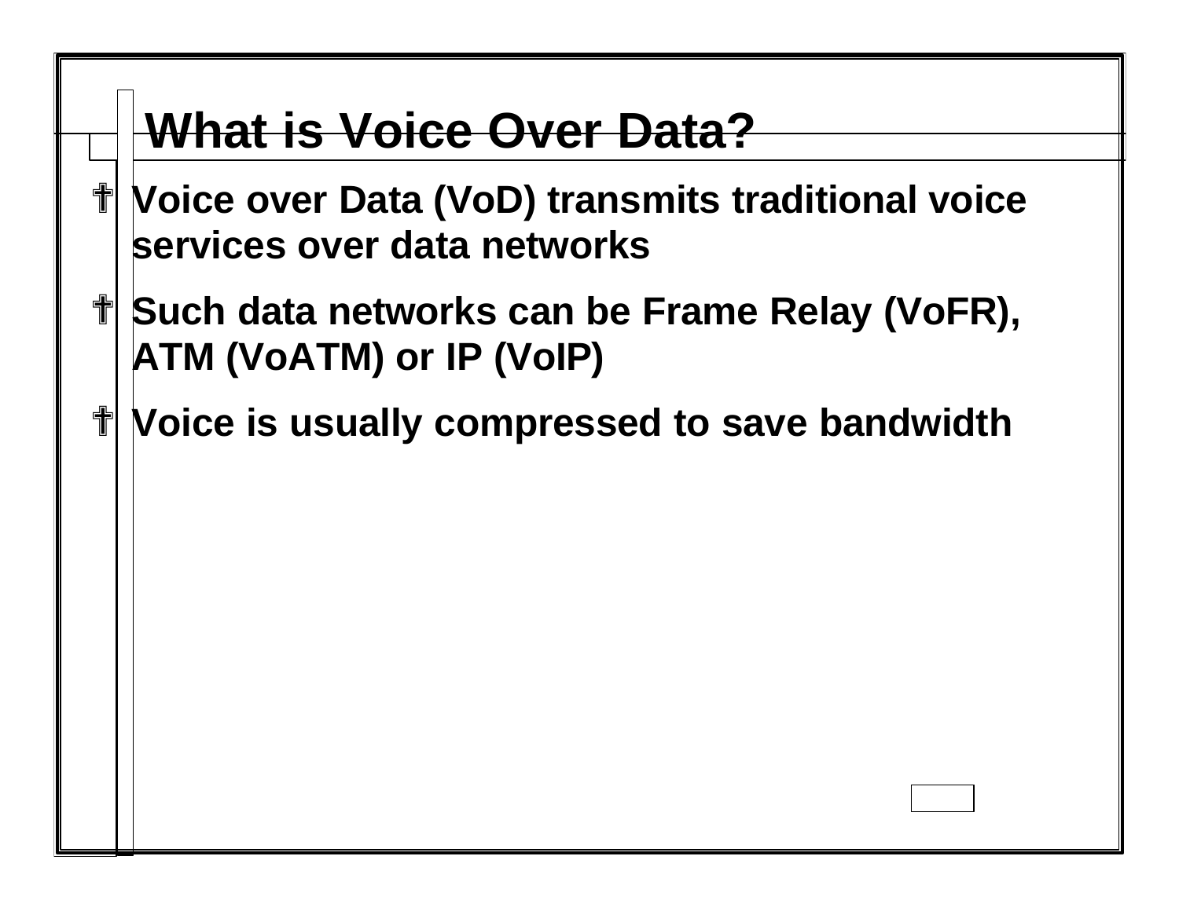# What is Voice Over Data?

- Voice over Data (VoD) transmits traditional voice services over data networks
- Such data networks can be Frame Relay (VoFR), ATM (VoATM) or IP (VoIP)
- Voice is usually compressed to save bandwidth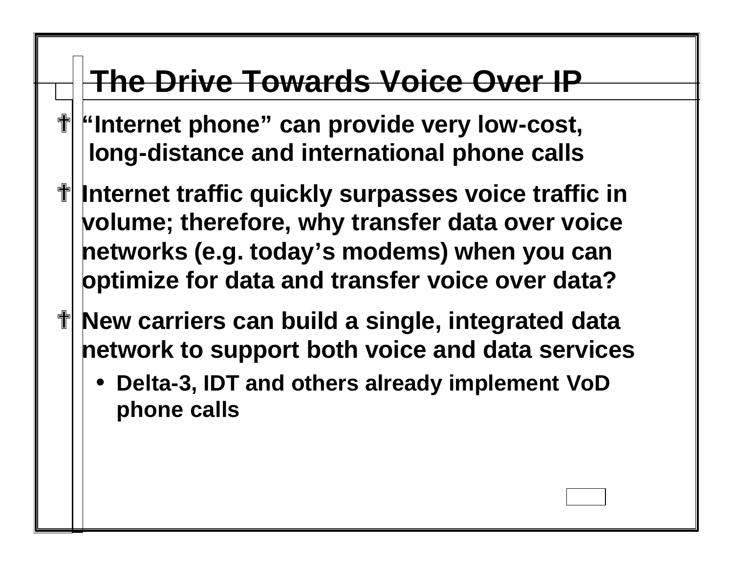# The Drive Towards Voice Over IP

- “Internet phone” can provide very low-cost, long-distance and international phone calls
- Internet traffic quickly surpasses voice traffic in volume; therefore, why transfer data over voice networks (e.g. today’s modems) when you can optimize for data and transfer voice over data?
- New carriers can build a single, integrated data network to support both voice and data services
  - Delta-3, IDT and others already implement VoD phone calls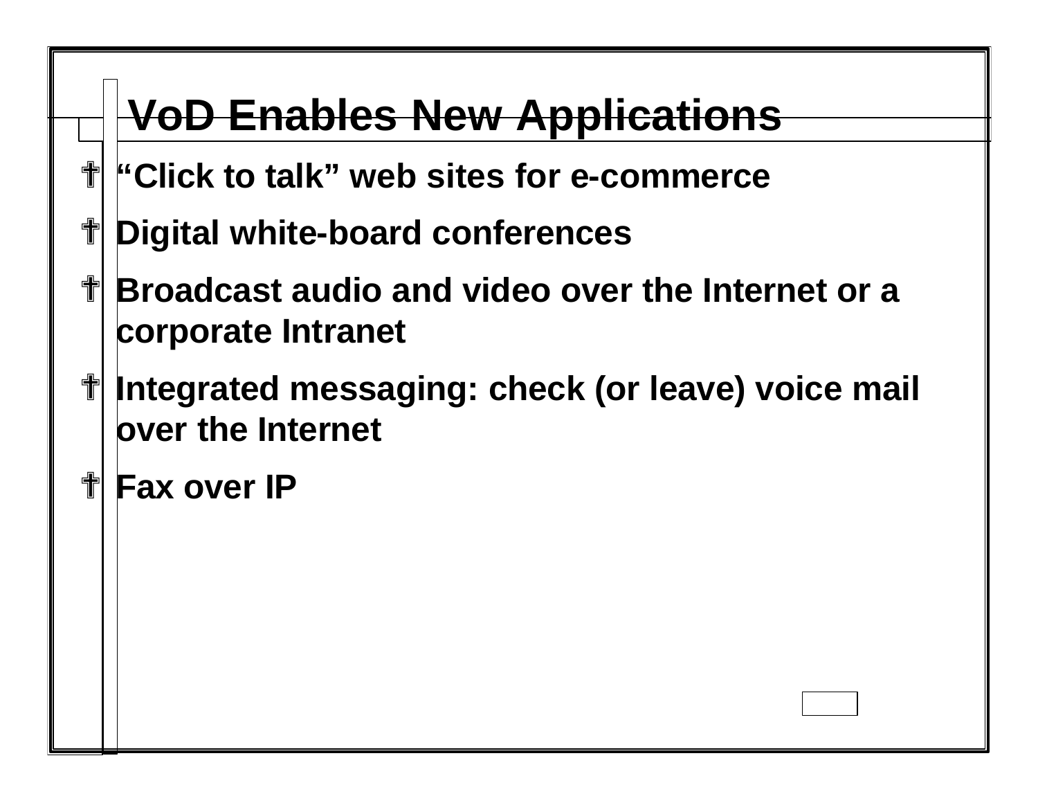# VoD Enables New Applications

- "Click to talk" web sites for e-commerce
- Digital white-board conferences
- Broadcast audio and video over the Internet or a corporate Intranet
- Integrated messaging: check (or leave) voice mail over the Internet
- Fax over IP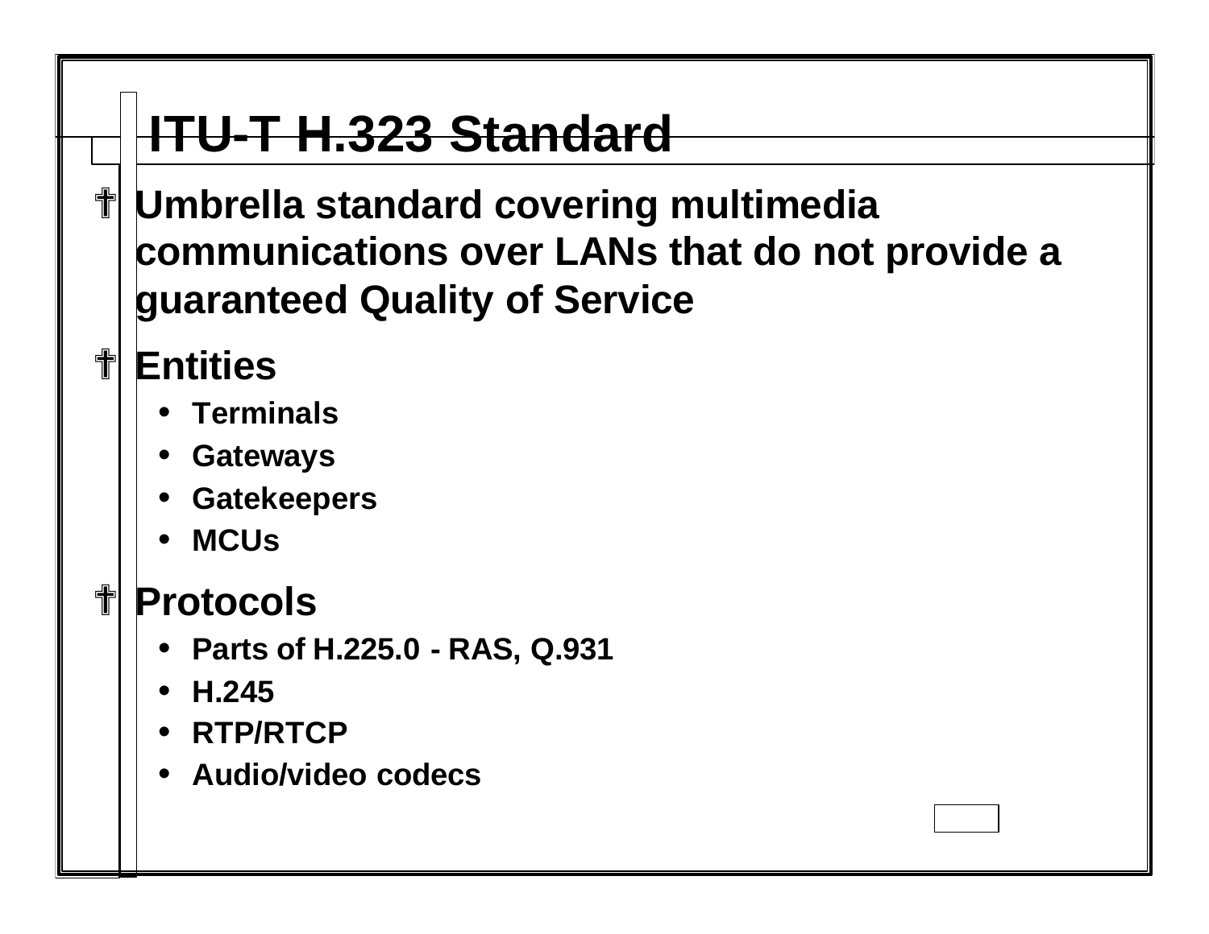# ITU-T H.323 Standard

- **Umbrella standard covering multimedia communications over LANs that do not provide a guaranteed Quality of Service**
- **Entities**
  - **Terminals**
  - **Gateways**
  - **Gatekeepers**
  - **MCUs**
- **Protocols**
  - **Parts of H.225.0 - RAS, Q.931**
  - **H.245**
  - **RTP/RTCP**
  - **Audio/video codecs**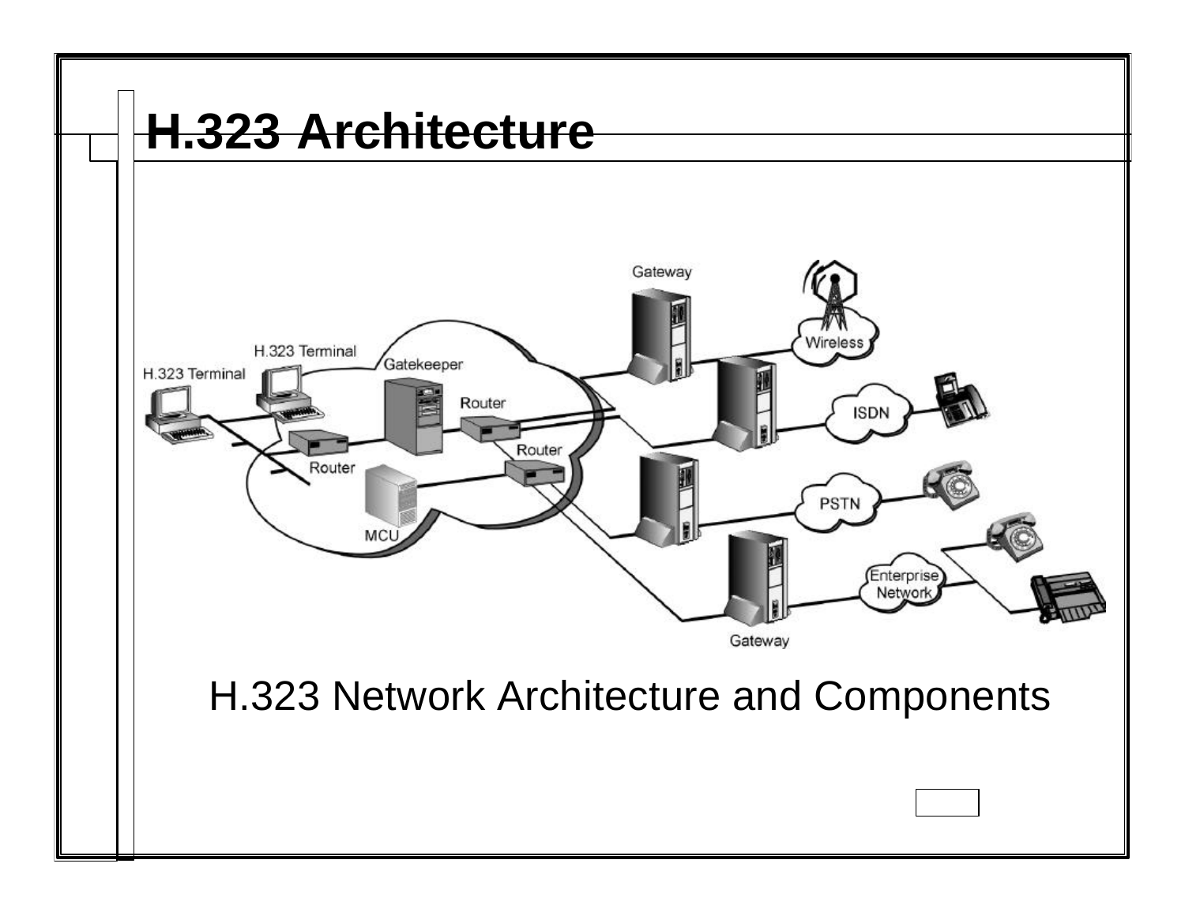# H.323 Architecture

Gateway

Wireless

H.323 Terminal

H.323 Terminal

Gatekeeper

Router

ISDN

Router

Router

PSTN

MCU

Enterprise Network

Gateway

H.323 Network Architecture and Components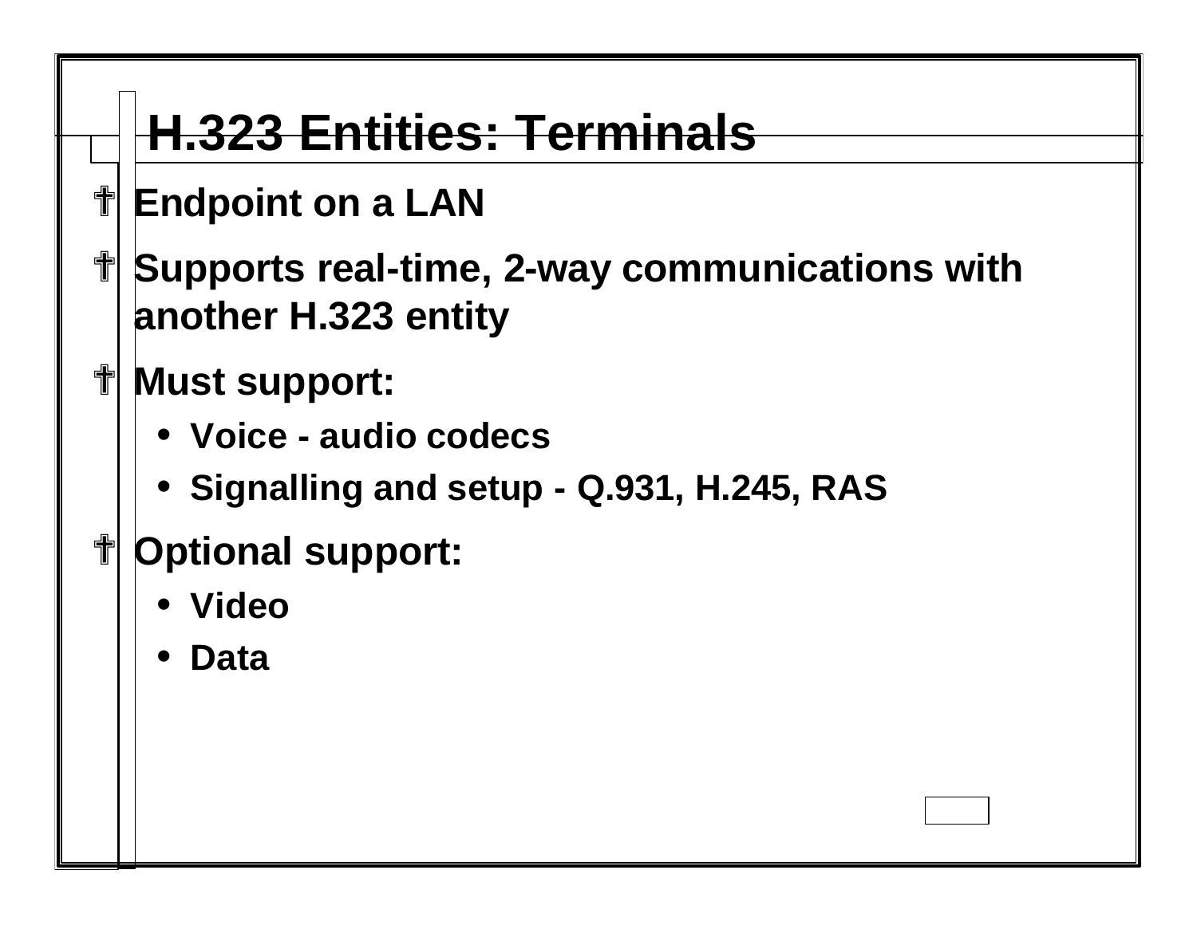# H.323 Entities: Terminals

- Endpoint on a LAN
- Supports real-time, 2-way communications with another H.323 entity
- Must support:
  - Voice - audio codecs
  - Signalling and setup - Q.931, H.245, RAS
- Optional support:
  - Video
  - Data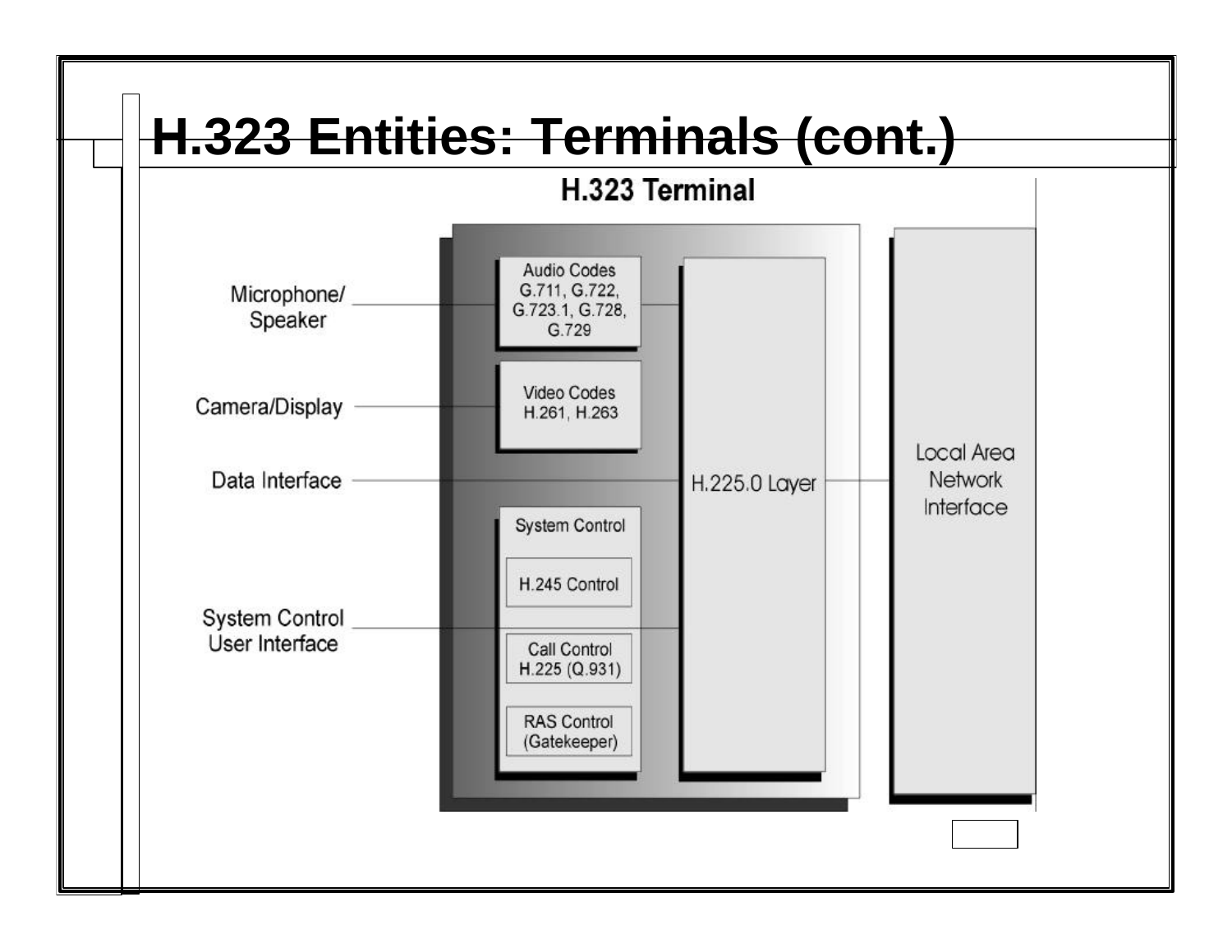# H.323 Entities: Terminals (cont.)

**H.323 Terminal**

- Microphone/ Speaker — Audio Codes G.711, G.722, G.723.1, G.728, G.729
- Camera/Display — Video Codes H.261, H.263
- Data Interface
- System Control User Interface — System Control
  - H.245 Control
  - Call Control H.225 (Q.931)
  - RAS Control (Gatekeeper)

H.225.0 Layer

Local Area Network Interface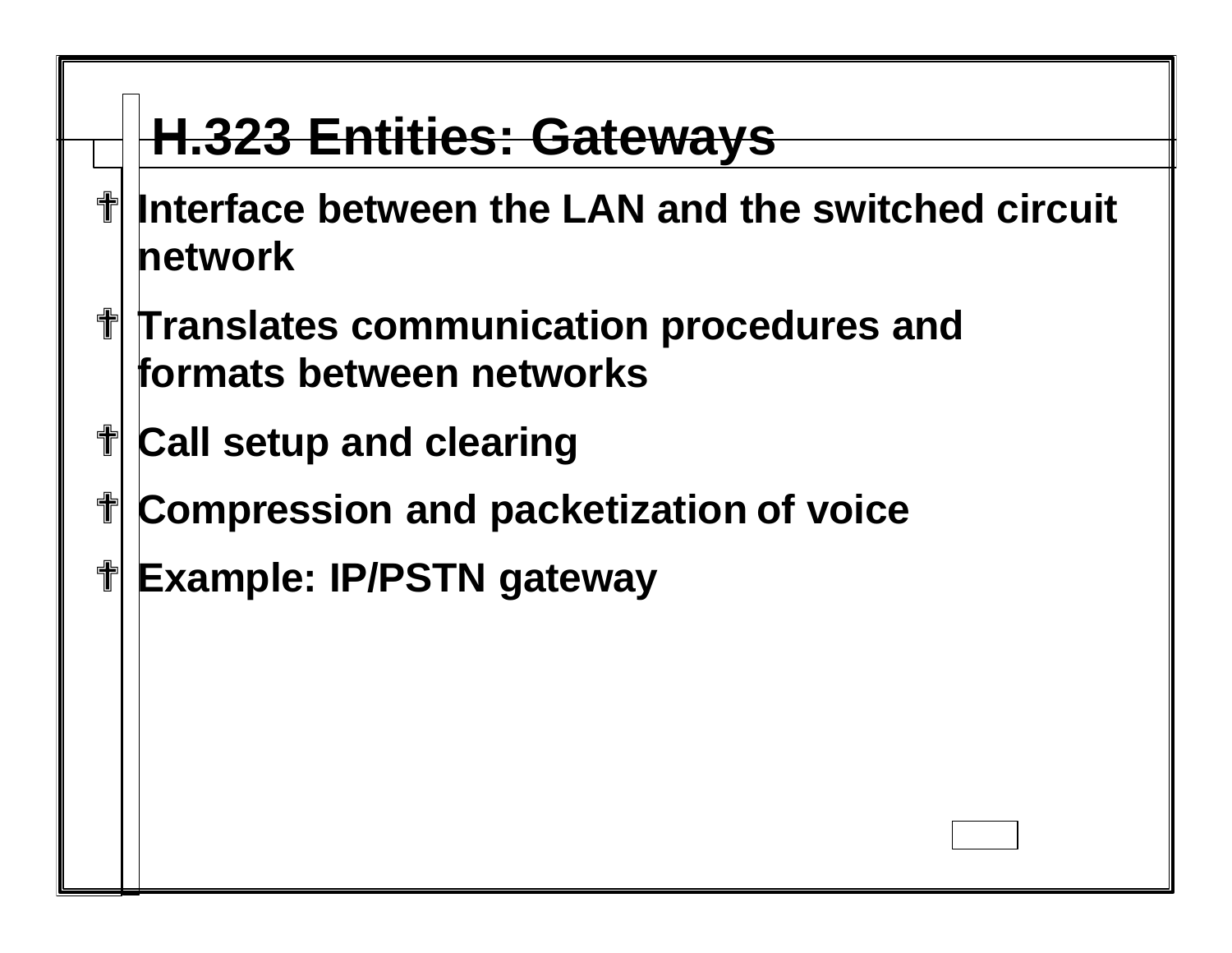# H.323 Entities: Gateways

- Interface between the LAN and the switched circuit network
- Translates communication procedures and formats between networks
- Call setup and clearing
- Compression and packetization of voice
- Example: IP/PSTN gateway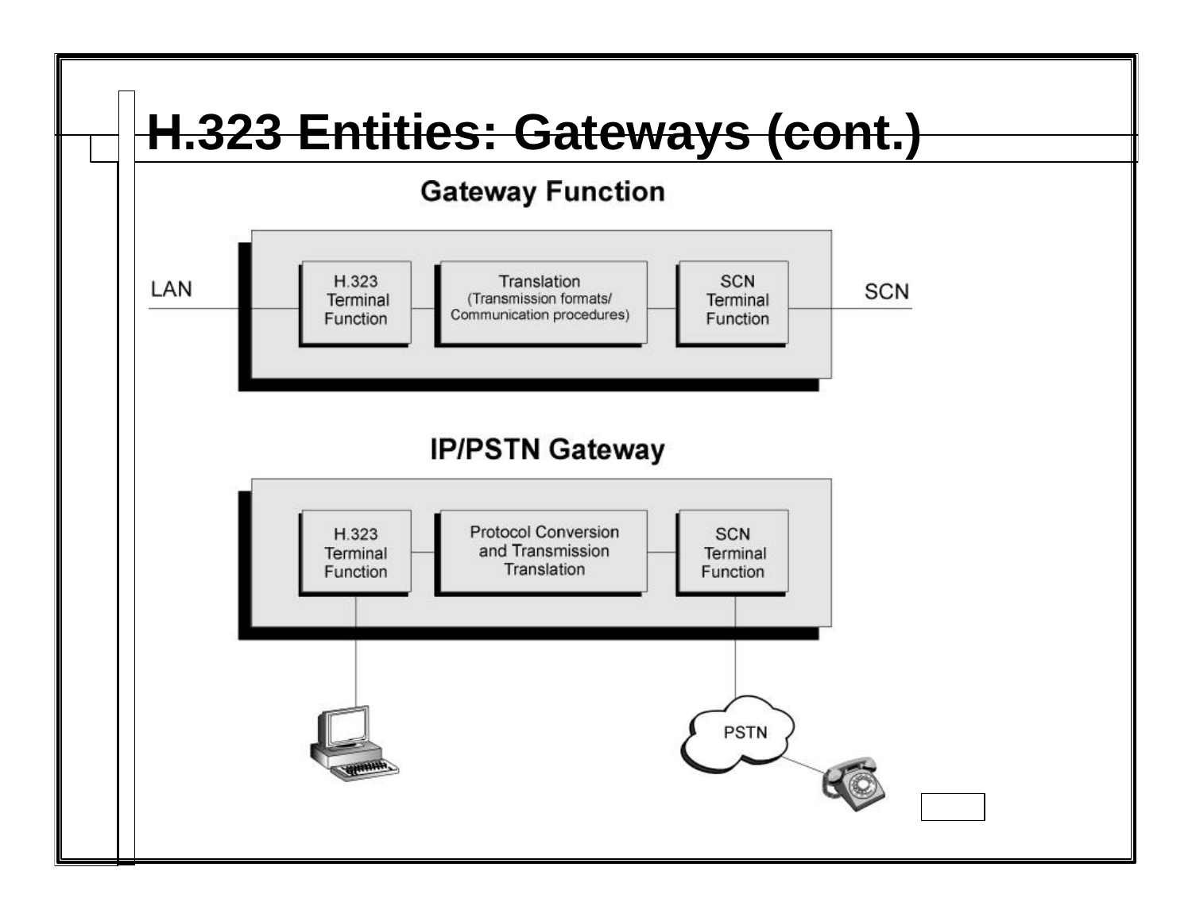# H.323 Entities: Gateways (cont.)

Gateway Function

LAN

H.323 Terminal Function

Translation (Transmission formats/ Communication procedures)

SCN Terminal Function

SCN

IP/PSTN Gateway

H.323 Terminal Function

Protocol Conversion and Transmission Translation

SCN Terminal Function

PSTN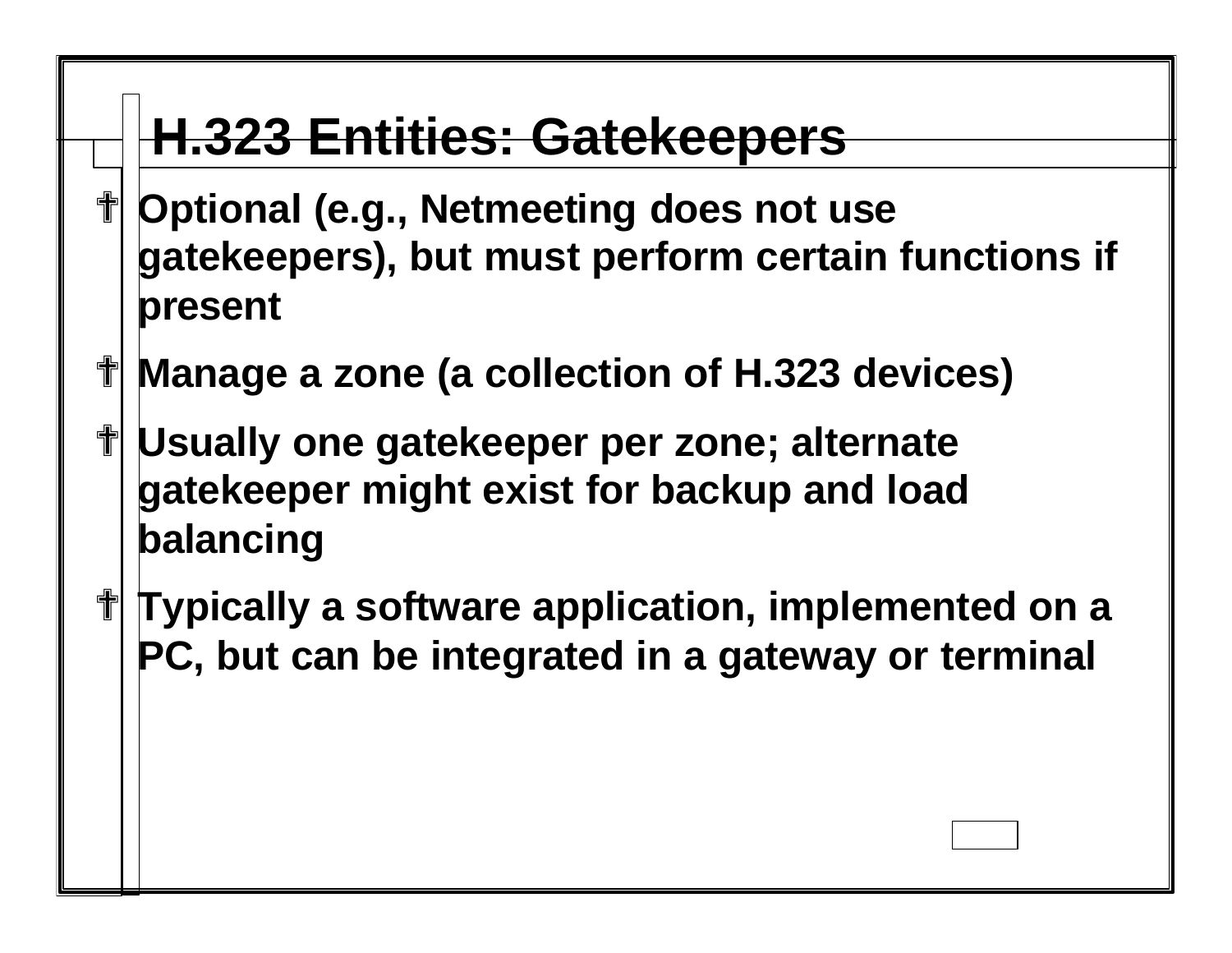# H.323 Entities: Gatekeepers

- Optional (e.g., Netmeeting does not use gatekeepers), but must perform certain functions if present
- Manage a zone (a collection of H.323 devices)
- Usually one gatekeeper per zone; alternate gatekeeper might exist for backup and load balancing
- Typically a software application, implemented on a PC, but can be integrated in a gateway or terminal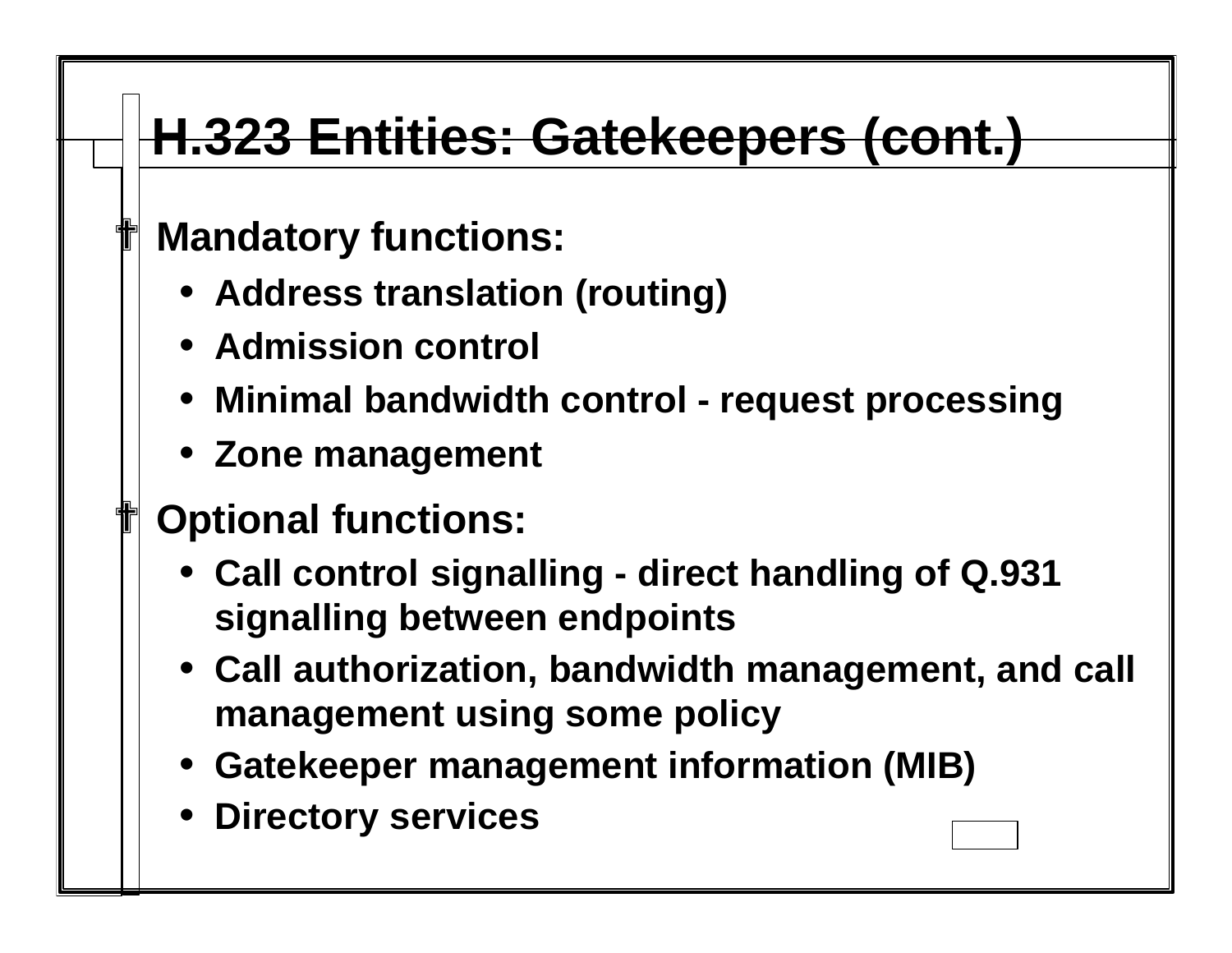# H.323 Entities: Gatekeepers (cont.)

- **Mandatory functions:**
  - **Address translation (routing)**
  - **Admission control**
  - **Minimal bandwidth control - request processing**
  - **Zone management**
- **Optional functions:**
  - **Call control signalling - direct handling of Q.931 signalling between endpoints**
  - **Call authorization, bandwidth management, and call management using some policy**
  - **Gatekeeper management information (MIB)**
  - **Directory services**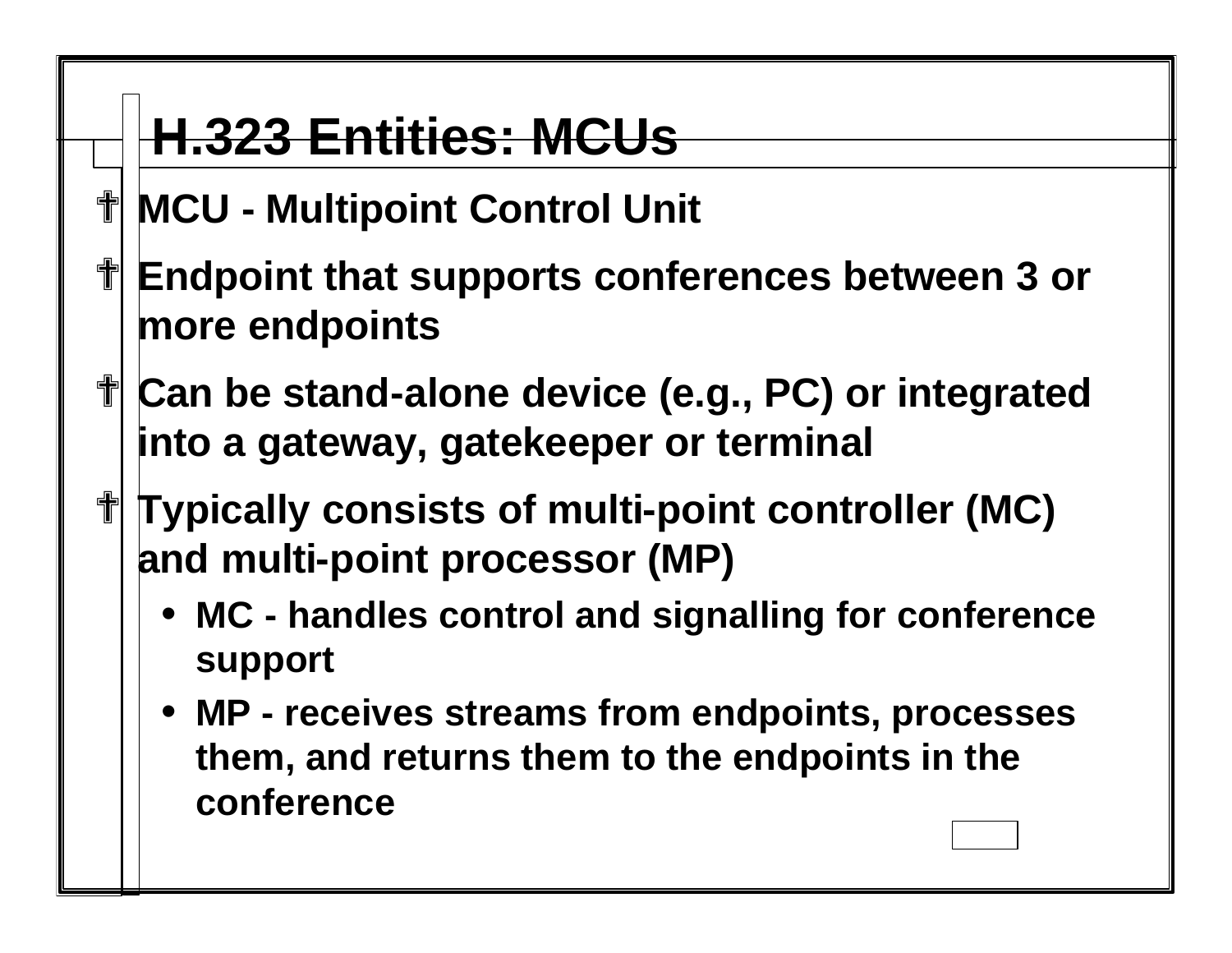# H.323 Entities: MCUs

- MCU - Multipoint Control Unit
- Endpoint that supports conferences between 3 or more endpoints
- Can be stand-alone device (e.g., PC) or integrated into a gateway, gatekeeper or terminal
- Typically consists of multi-point controller (MC) and multi-point processor (MP)
  - MC - handles control and signalling for conference support
  - MP - receives streams from endpoints, processes them, and returns them to the endpoints in the conference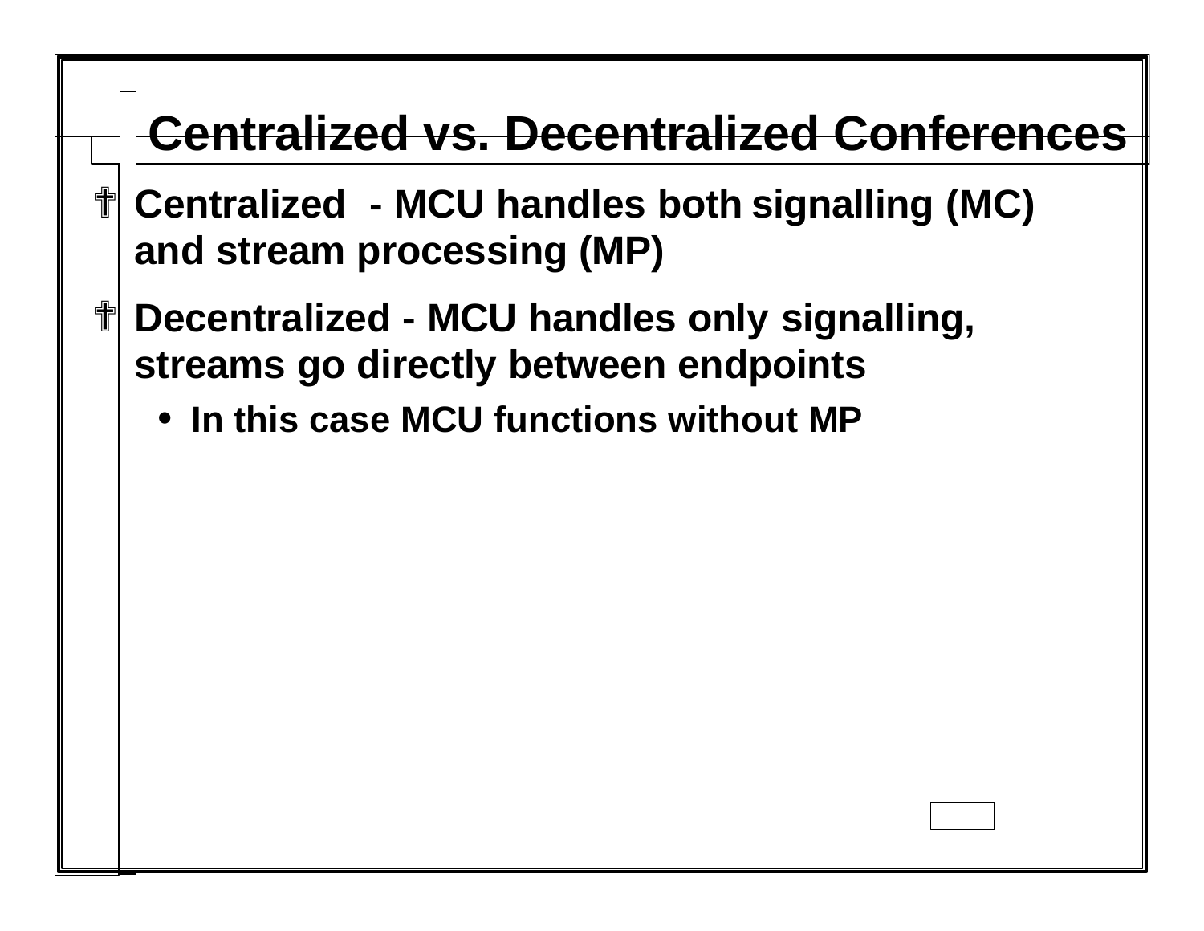# Centralized vs. Decentralized Conferences

- Centralized - MCU handles both signalling (MC) and stream processing (MP)
- Decentralized - MCU handles only signalling, streams go directly between endpoints
  - In this case MCU functions without MP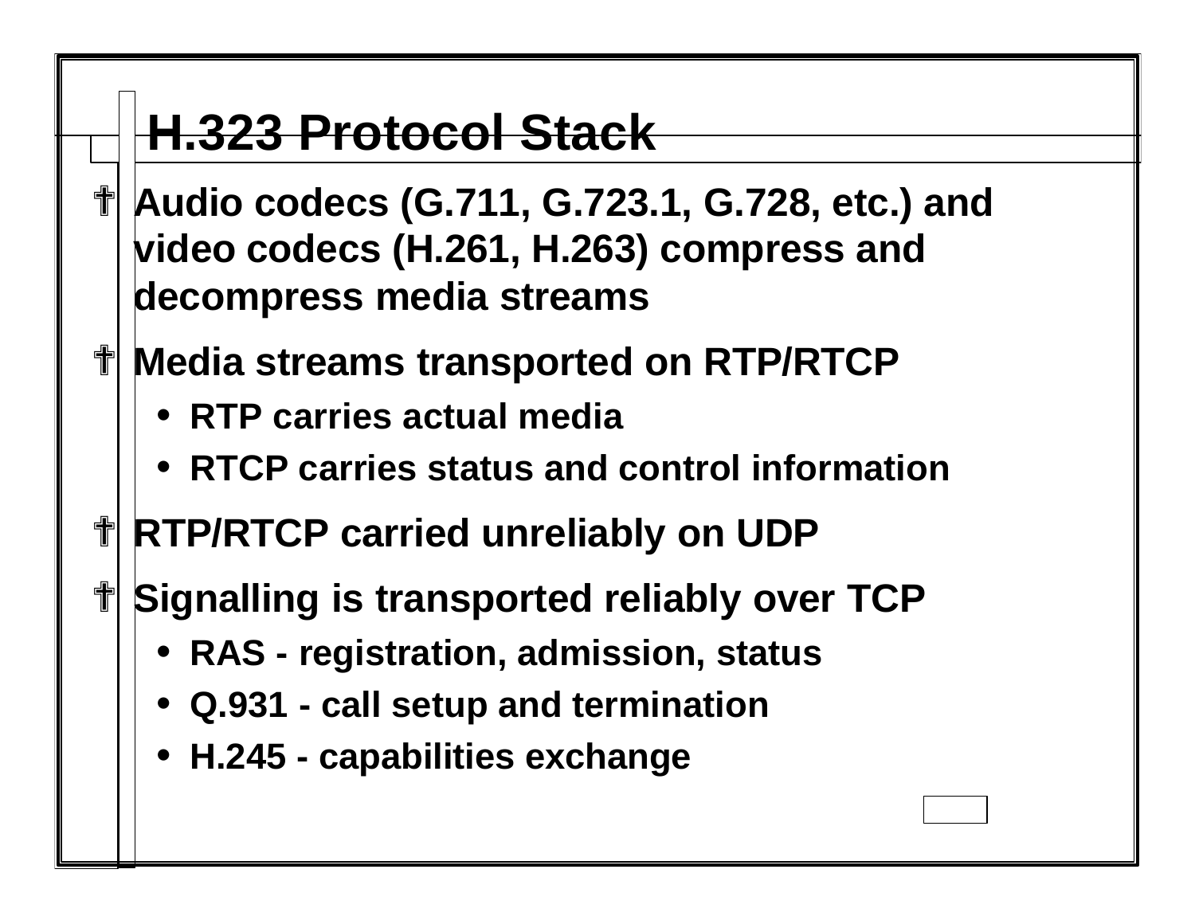# H.323 Protocol Stack

- Audio codecs (G.711, G.723.1, G.728, etc.) and video codecs (H.261, H.263) compress and decompress media streams
- Media streams transported on RTP/RTCP
  - RTP carries actual media
  - RTCP carries status and control information
- RTP/RTCP carried unreliably on UDP
- Signalling is transported reliably over TCP
  - RAS - registration, admission, status
  - Q.931 - call setup and termination
  - H.245 - capabilities exchange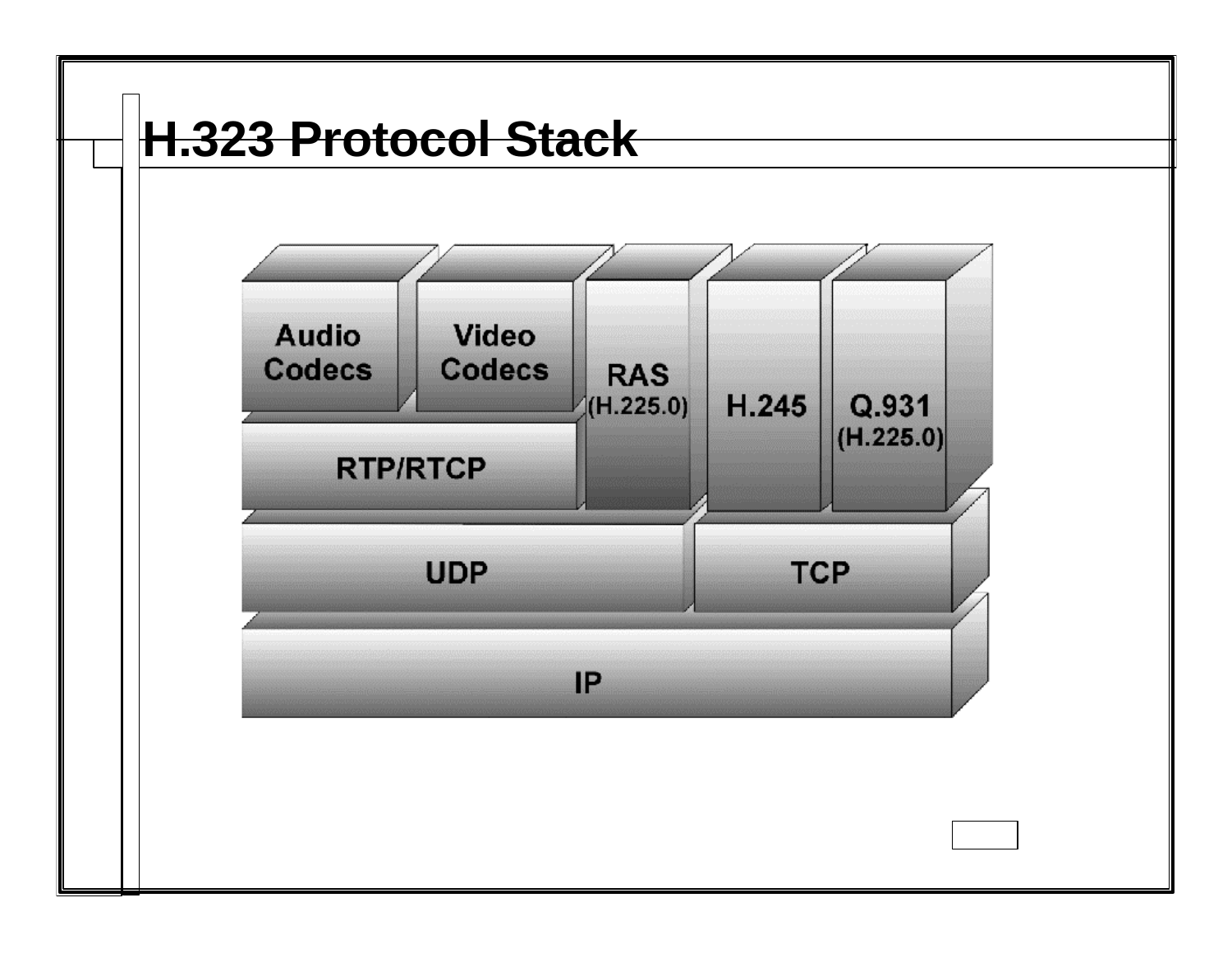# H.323 Protocol Stack

Audio Codecs

Video Codecs

RAS (H.225.0)

H.245

Q.931 (H.225.0)

RTP/RTCP

UDP

TCP

IP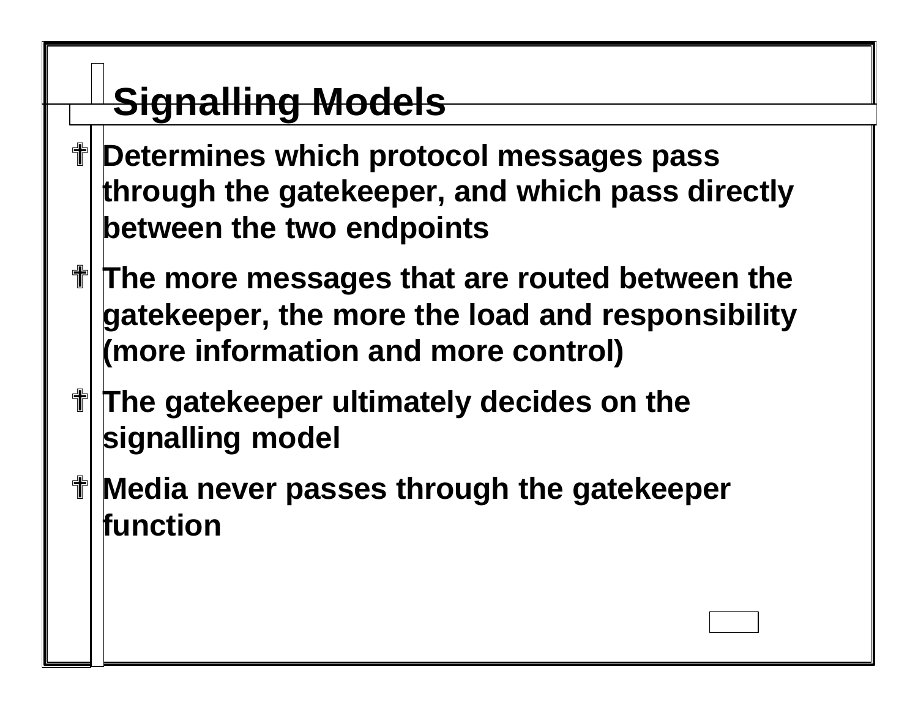# Signalling Models

- Determines which protocol messages pass through the gatekeeper, and which pass directly between the two endpoints
- The more messages that are routed between the gatekeeper, the more the load and responsibility (more information and more control)
- The gatekeeper ultimately decides on the signalling model
- Media never passes through the gatekeeper function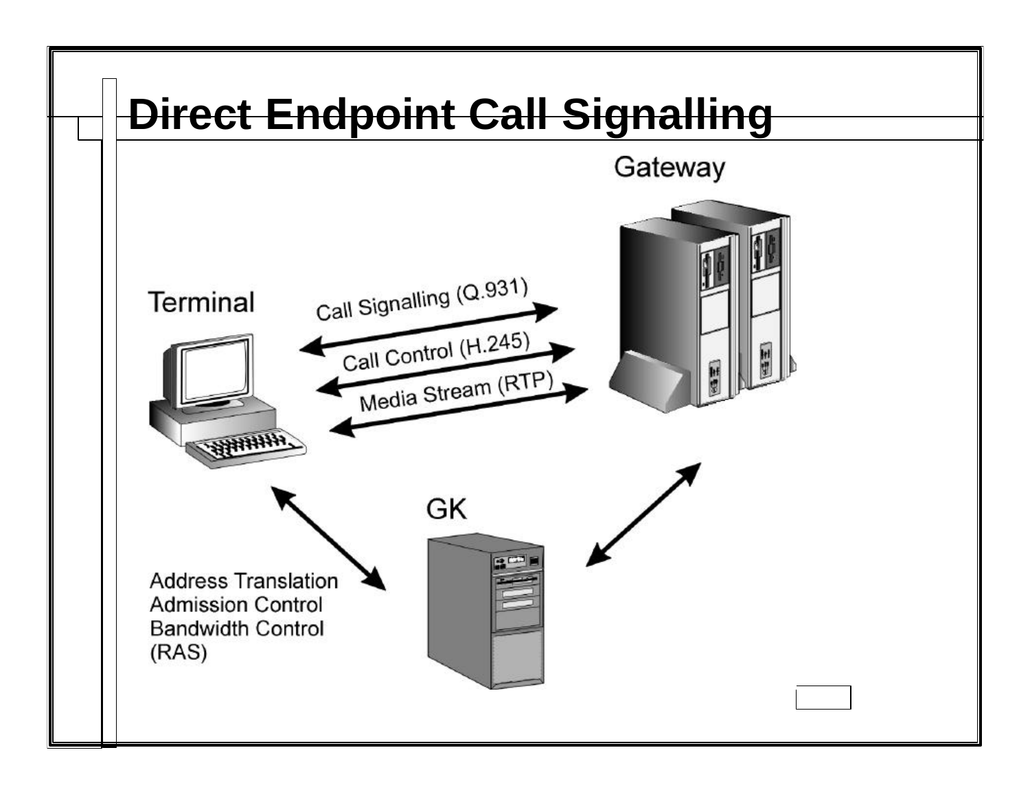# Direct Endpoint Call Signalling

Gateway

Terminal

Call Signalling (Q.931)

Call Control (H.245)

Media Stream (RTP)

GK

Address Translation
Admission Control
Bandwidth Control
(RAS)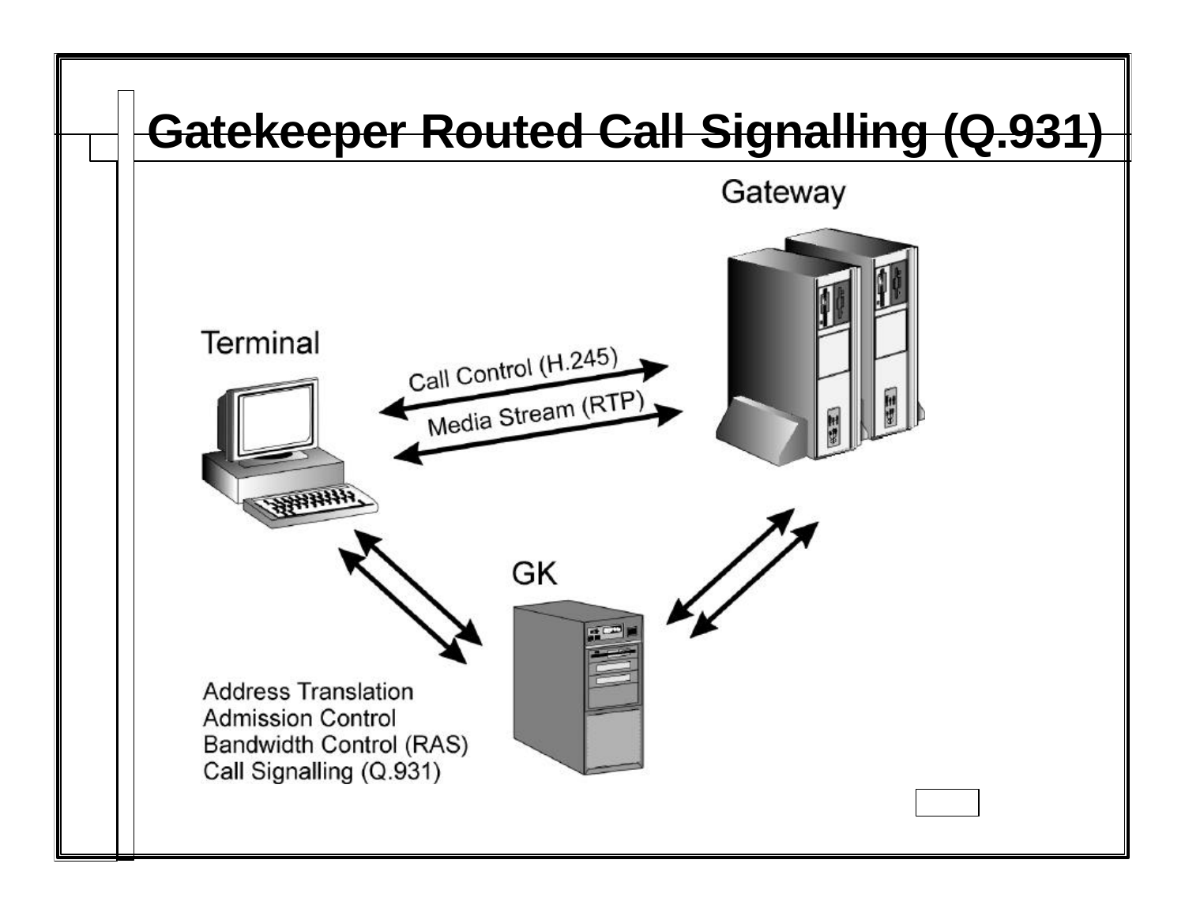# Gatekeeper Routed Call Signalling (Q.931)

Gateway

Terminal

Call Control (H.245)

Media Stream (RTP)

GK

Address Translation
Admission Control
Bandwidth Control (RAS)
Call Signalling (Q.931)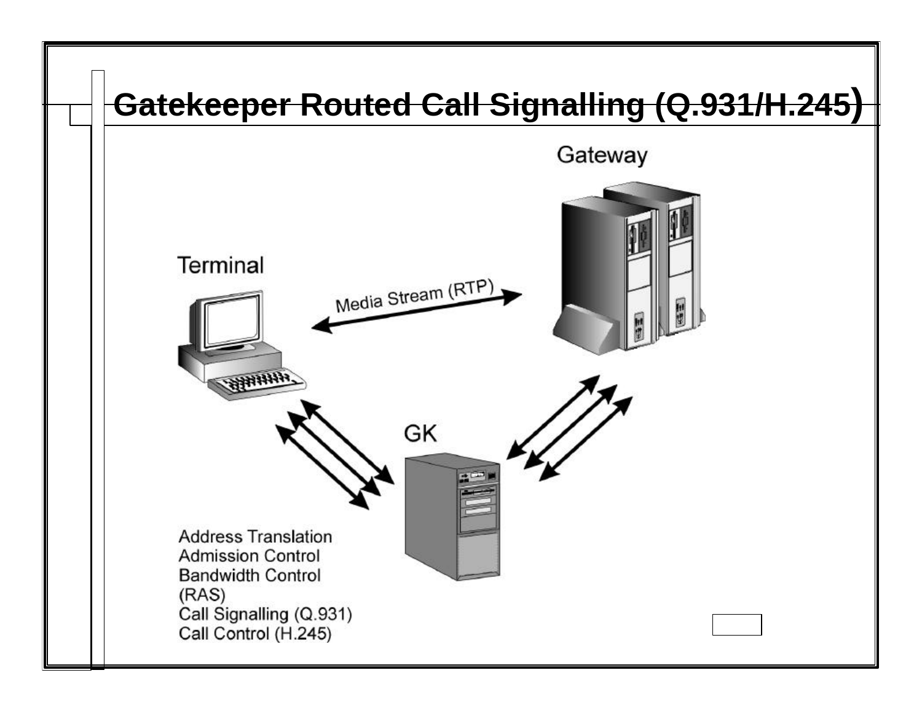# Gatekeeper Routed Call Signalling (Q.931/H.245)

Gateway

Terminal

Media Stream (RTP)

GK

Address Translation
Admission Control
Bandwidth Control
(RAS)
Call Signalling (Q.931)
Call Control (H.245)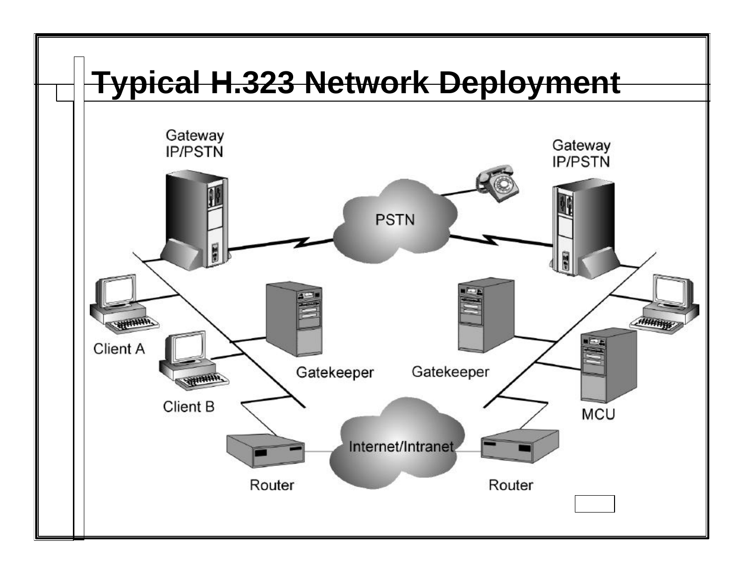# Typical H.323 Network Deployment

Gateway IP/PSTN

Gateway IP/PSTN

PSTN

Client A

Client B

Gatekeeper

Gatekeeper

MCU

Internet/Intranet

Router

Router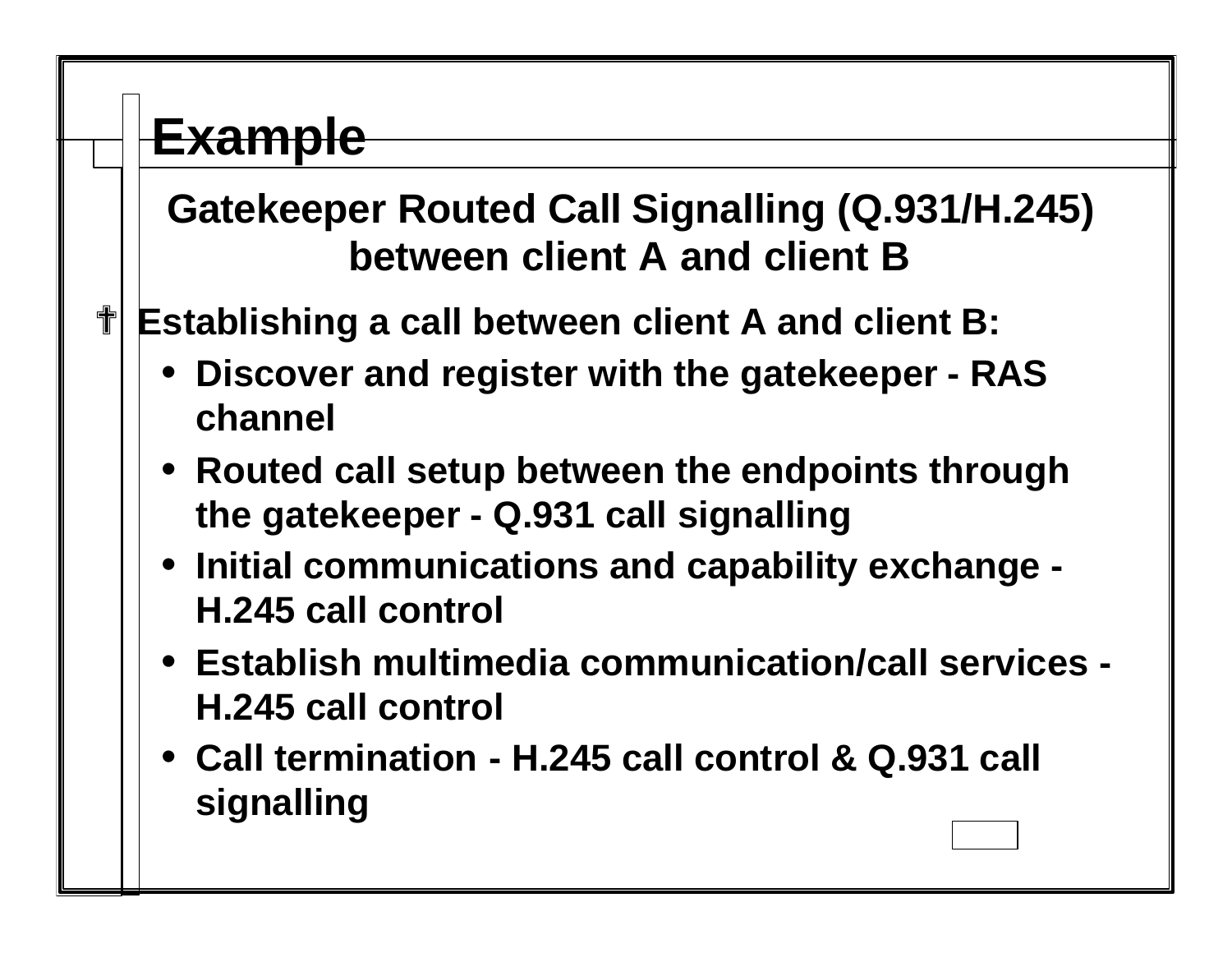# Example

## Gatekeeper Routed Call Signalling (Q.931/H.245) between client A and client B

- Establishing a call between client A and client B:
  - Discover and register with the gatekeeper - RAS channel
  - Routed call setup between the endpoints through the gatekeeper - Q.931 call signalling
  - Initial communications and capability exchange - H.245 call control
  - Establish multimedia communication/call services - H.245 call control
  - Call termination - H.245 call control & Q.931 call signalling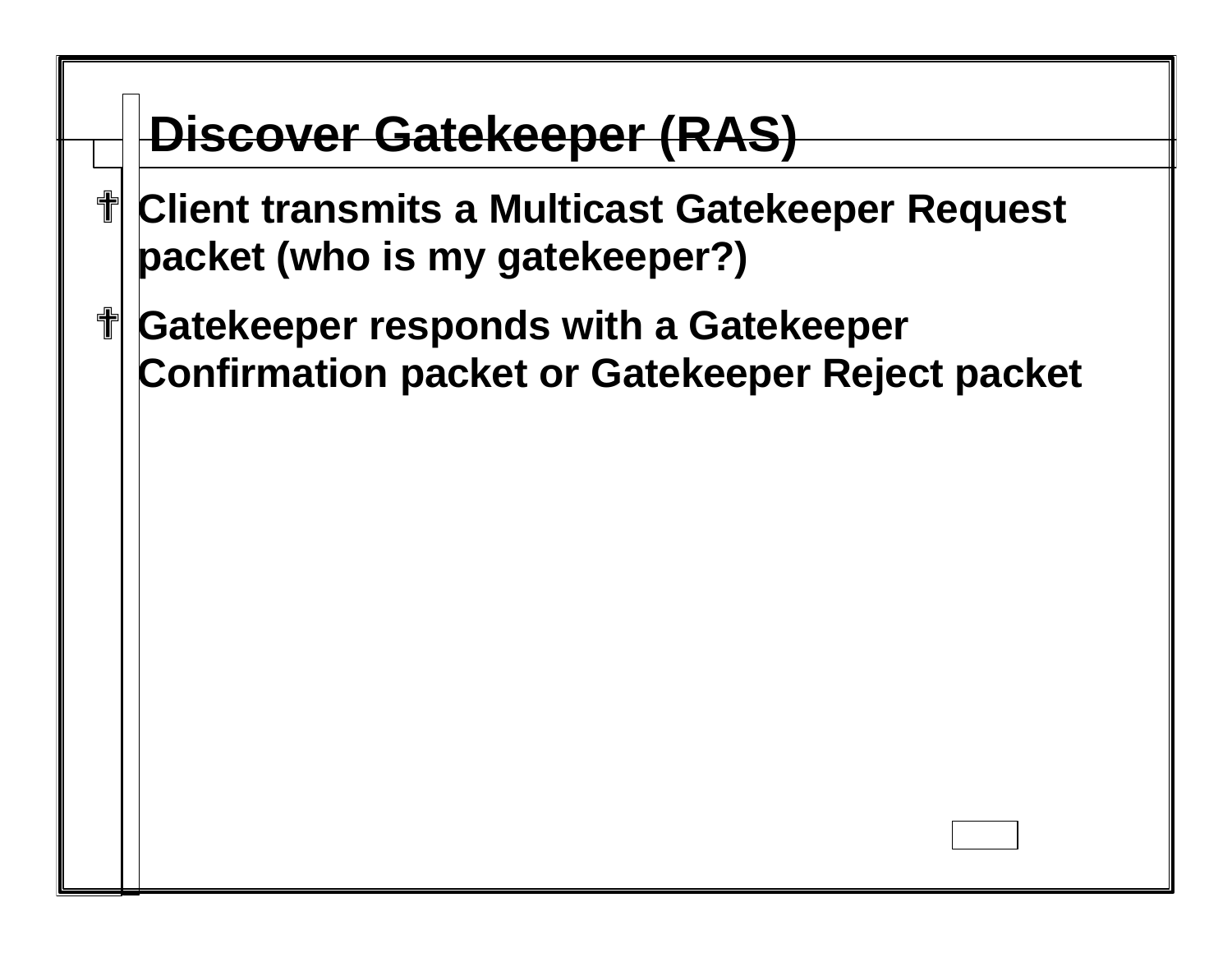# Discover Gatekeeper (RAS)

- Client transmits a Multicast Gatekeeper Request packet (who is my gatekeeper?)
- Gatekeeper responds with a Gatekeeper Confirmation packet or Gatekeeper Reject packet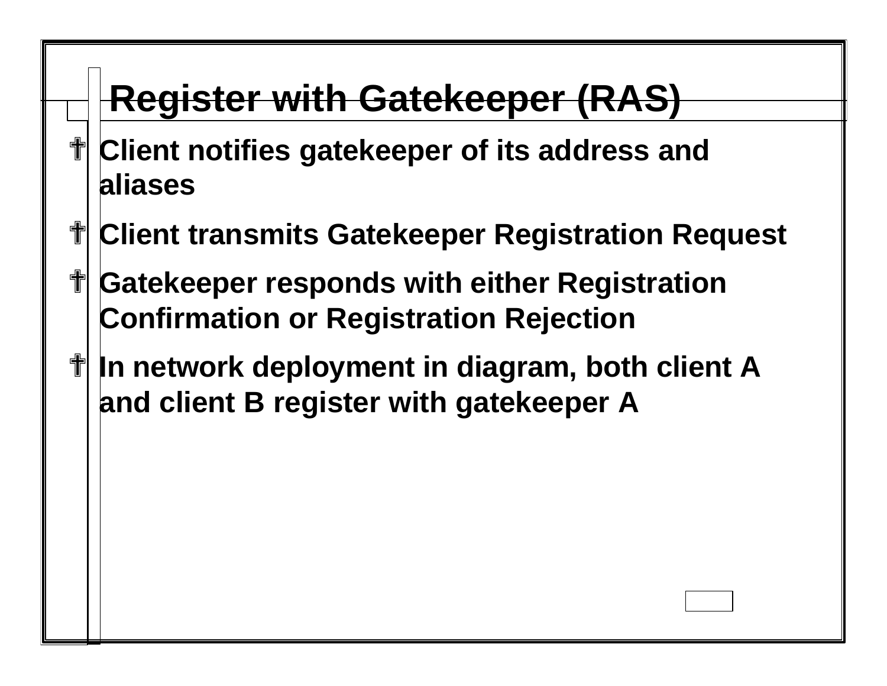# Register with Gatekeeper (RAS)

- Client notifies gatekeeper of its address and aliases
- Client transmits Gatekeeper Registration Request
- Gatekeeper responds with either Registration Confirmation or Registration Rejection
- In network deployment in diagram, both client A and client B register with gatekeeper A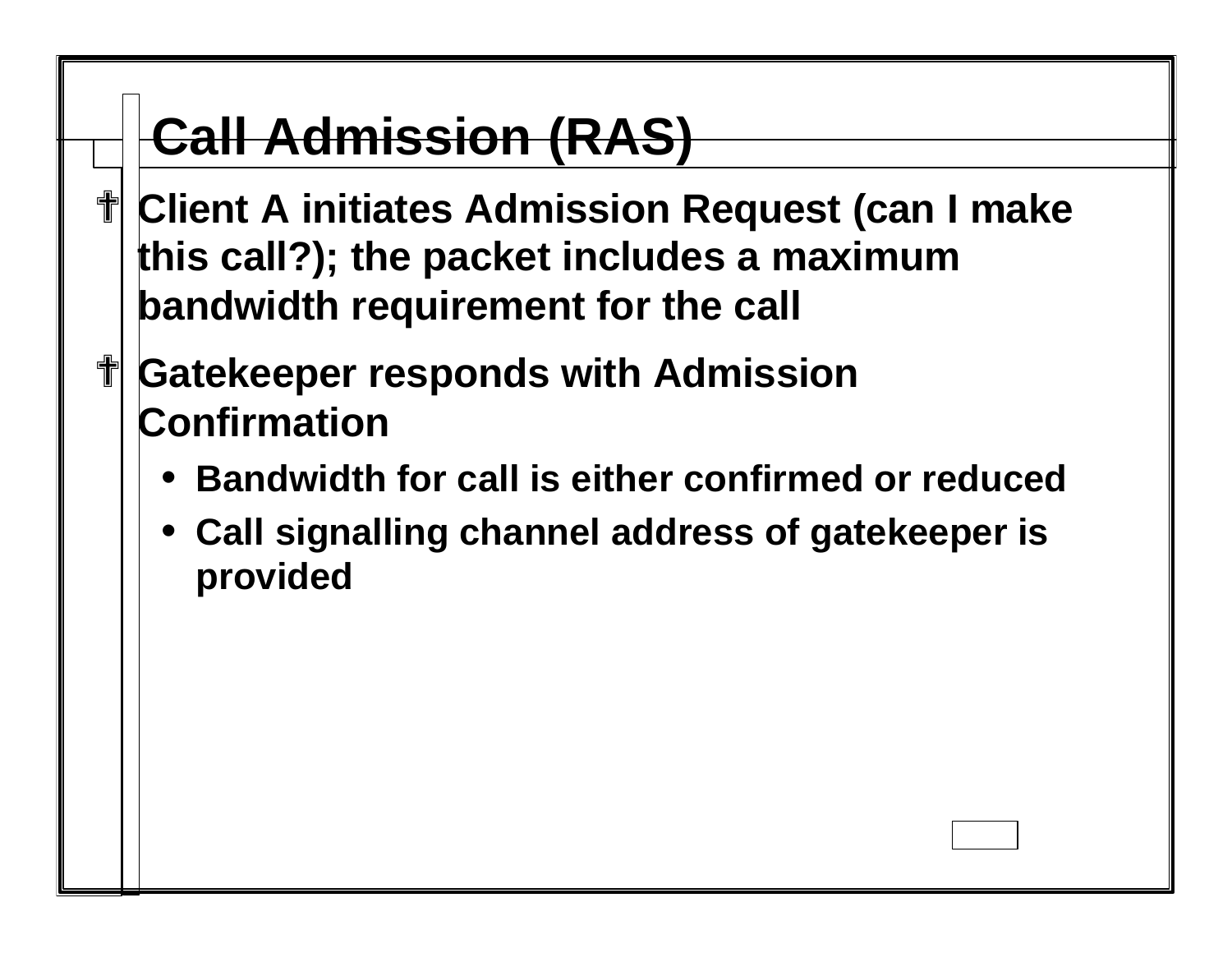# Call Admission (RAS)

- Client A initiates Admission Request (can I make this call?); the packet includes a maximum bandwidth requirement for the call
- Gatekeeper responds with Admission Confirmation
  - Bandwidth for call is either confirmed or reduced
  - Call signalling channel address of gatekeeper is provided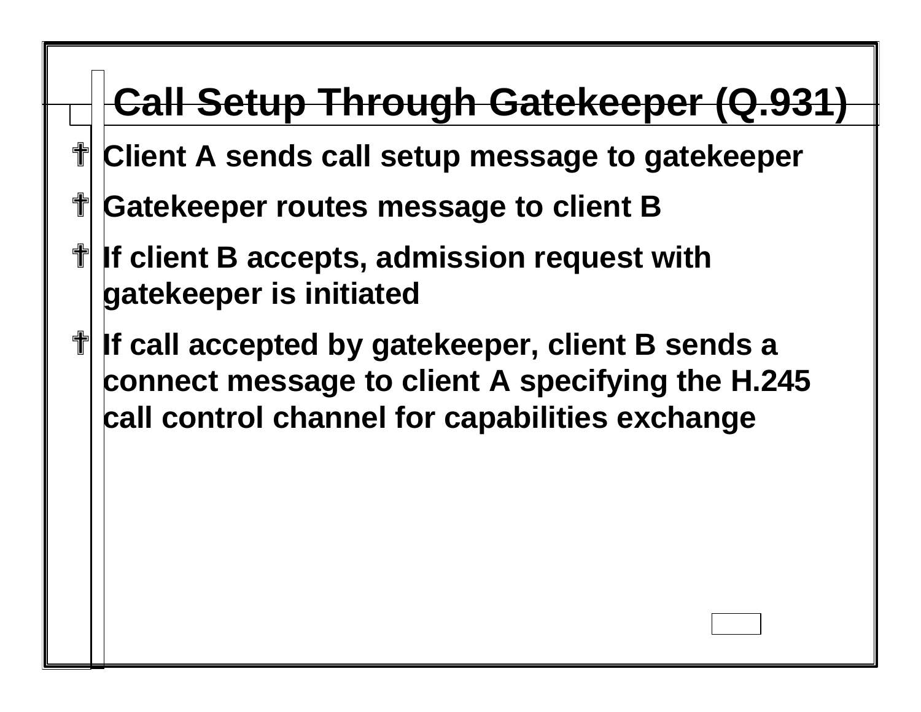# Call Setup Through Gatekeeper (Q.931)

- Client A sends call setup message to gatekeeper
- Gatekeeper routes message to client B
- If client B accepts, admission request with gatekeeper is initiated
- If call accepted by gatekeeper, client B sends a connect message to client A specifying the H.245 call control channel for capabilities exchange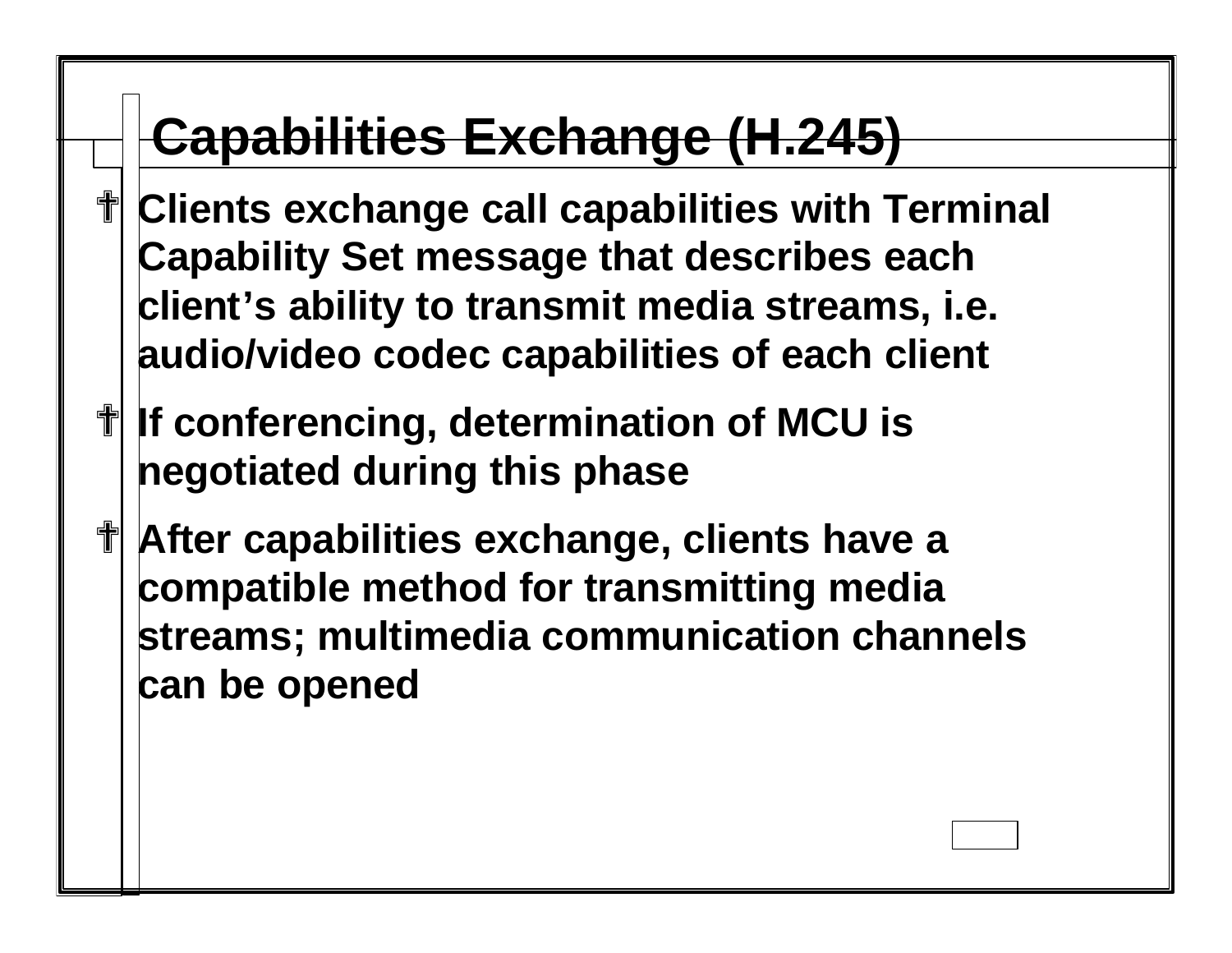# Capabilities Exchange (H.245)

- Clients exchange call capabilities with Terminal Capability Set message that describes each client’s ability to transmit media streams, i.e. audio/video codec capabilities of each client
- If conferencing, determination of MCU is negotiated during this phase
- After capabilities exchange, clients have a compatible method for transmitting media streams; multimedia communication channels can be opened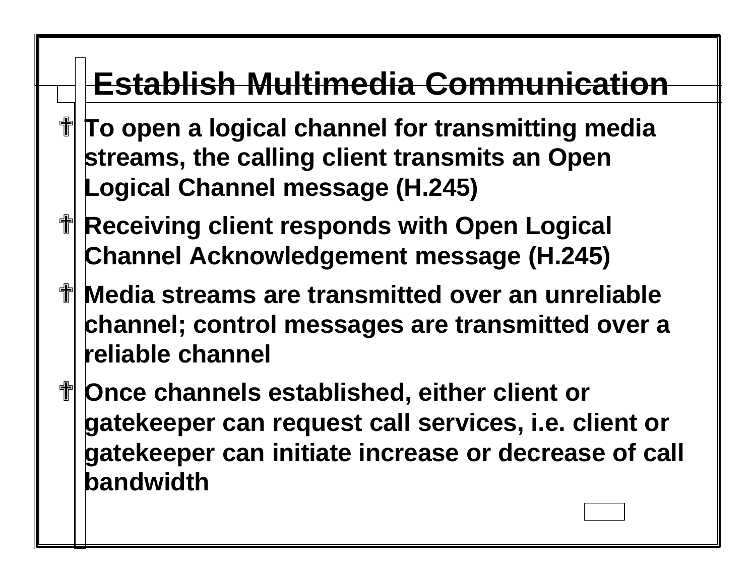# Establish Multimedia Communication

- To open a logical channel for transmitting media streams, the calling client transmits an Open Logical Channel message (H.245)
- Receiving client responds with Open Logical Channel Acknowledgement message (H.245)
- Media streams are transmitted over an unreliable channel; control messages are transmitted over a reliable channel
- Once channels established, either client or gatekeeper can request call services, i.e. client or gatekeeper can initiate increase or decrease of call bandwidth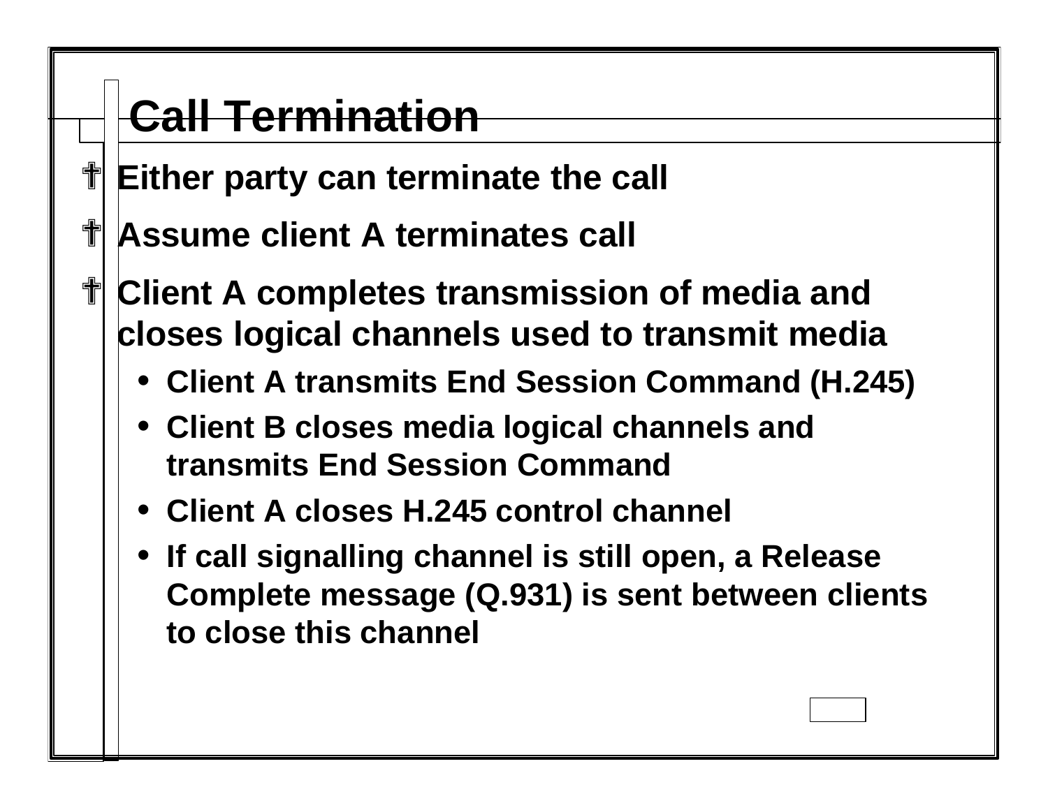# Call Termination

- Either party can terminate the call
- Assume client A terminates call
- Client A completes transmission of media and closes logical channels used to transmit media
  - Client A transmits End Session Command (H.245)
  - Client B closes media logical channels and transmits End Session Command
  - Client A closes H.245 control channel
  - If call signalling channel is still open, a Release Complete message (Q.931) is sent between clients to close this channel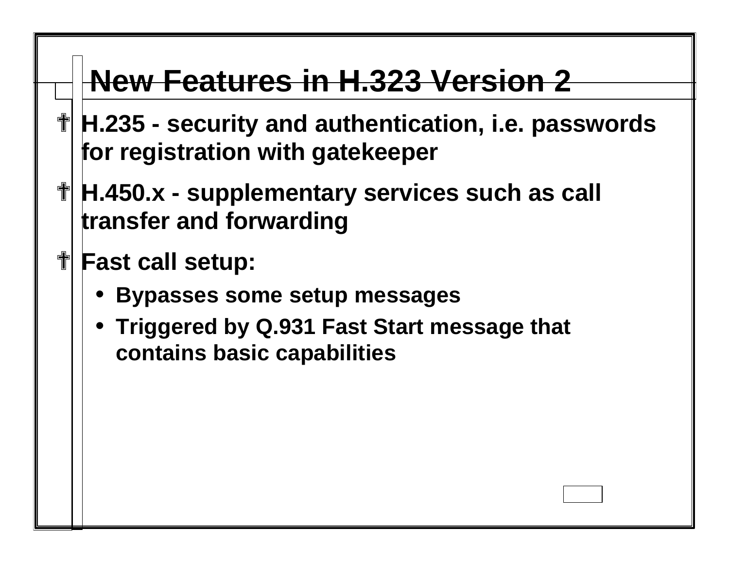# New Features in H.323 Version 2

- H.235 - security and authentication, i.e. passwords for registration with gatekeeper
- H.450.x - supplementary services such as call transfer and forwarding
- Fast call setup:
  - Bypasses some setup messages
  - Triggered by Q.931 Fast Start message that contains basic capabilities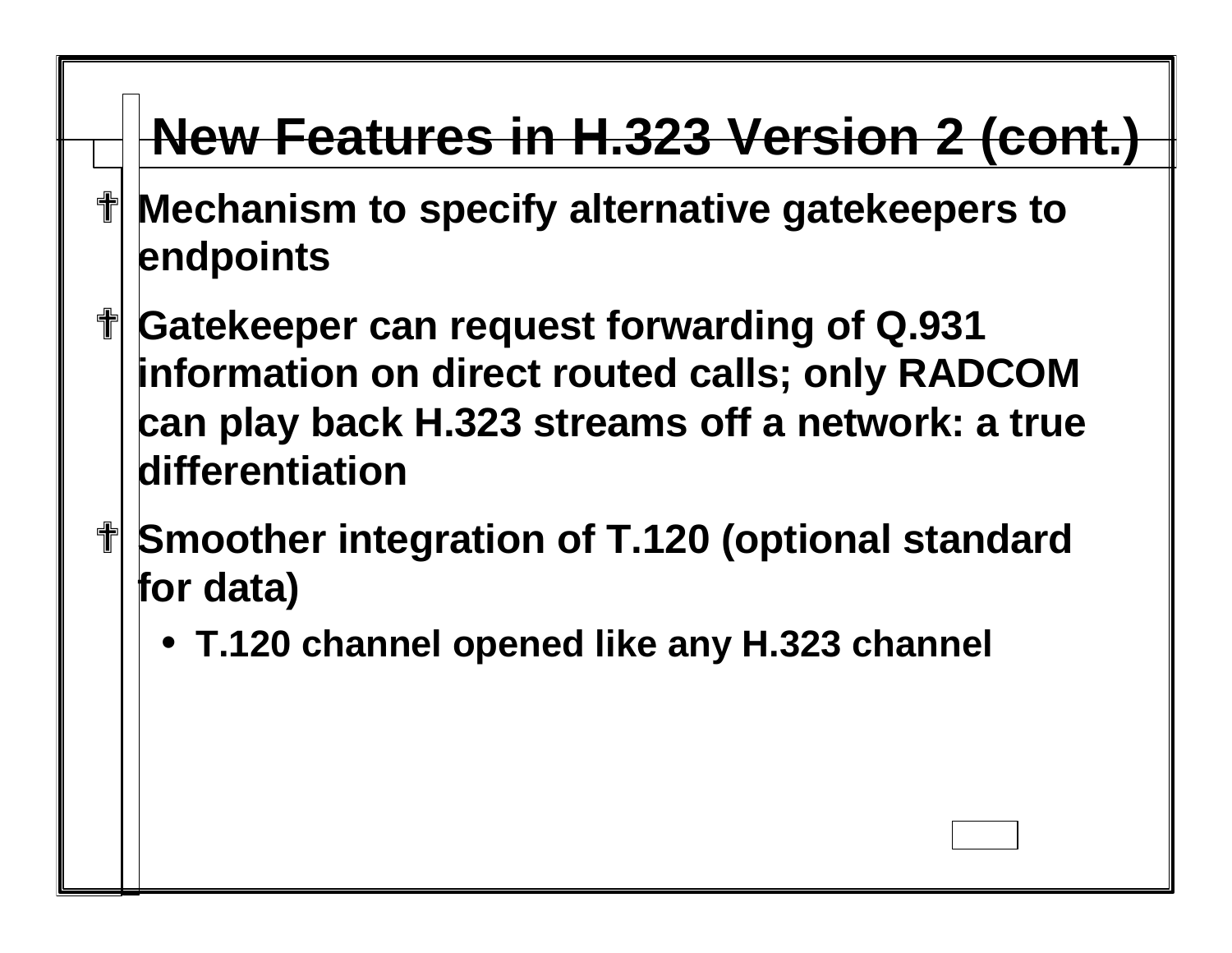# New Features in H.323 Version 2 (cont.)

- Mechanism to specify alternative gatekeepers to endpoints
- Gatekeeper can request forwarding of Q.931 information on direct routed calls; only RADCOM can play back H.323 streams off a network: a true differentiation
- Smoother integration of T.120 (optional standard for data)
  - T.120 channel opened like any H.323 channel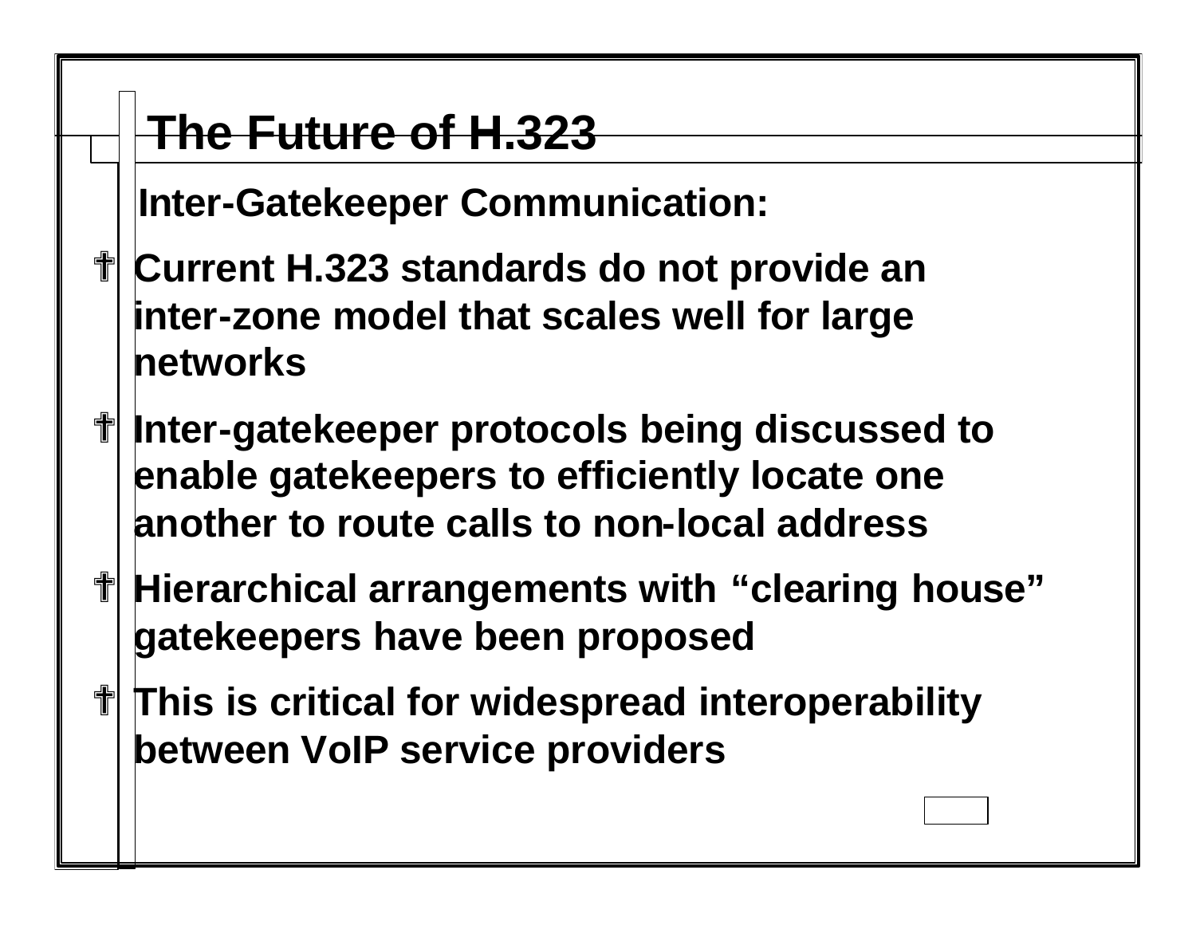# The Future of H.323

**Inter-Gatekeeper Communication:**

- **Current H.323 standards do not provide an inter-zone model that scales well for large networks**
- **Inter-gatekeeper protocols being discussed to enable gatekeepers to efficiently locate one another to route calls to non-local address**
- **Hierarchical arrangements with "clearing house" gatekeepers have been proposed**
- **This is critical for widespread interoperability between VoIP service providers**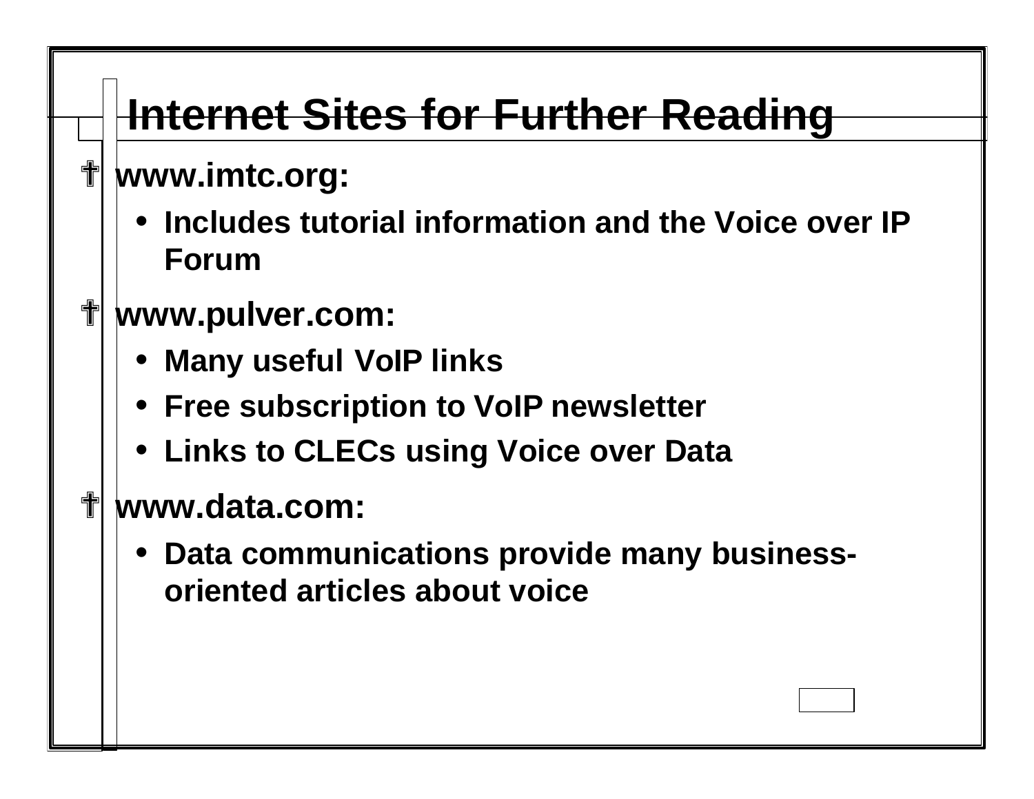# Internet Sites for Further Reading

- **www.imtc.org:**
  - **Includes tutorial information and the Voice over IP Forum**
- **www.pulver.com:**
  - **Many useful VoIP links**
  - **Free subscription to VoIP newsletter**
  - **Links to CLECs using Voice over Data**
- **www.data.com:**
  - **Data communications provide many business-oriented articles about voice**